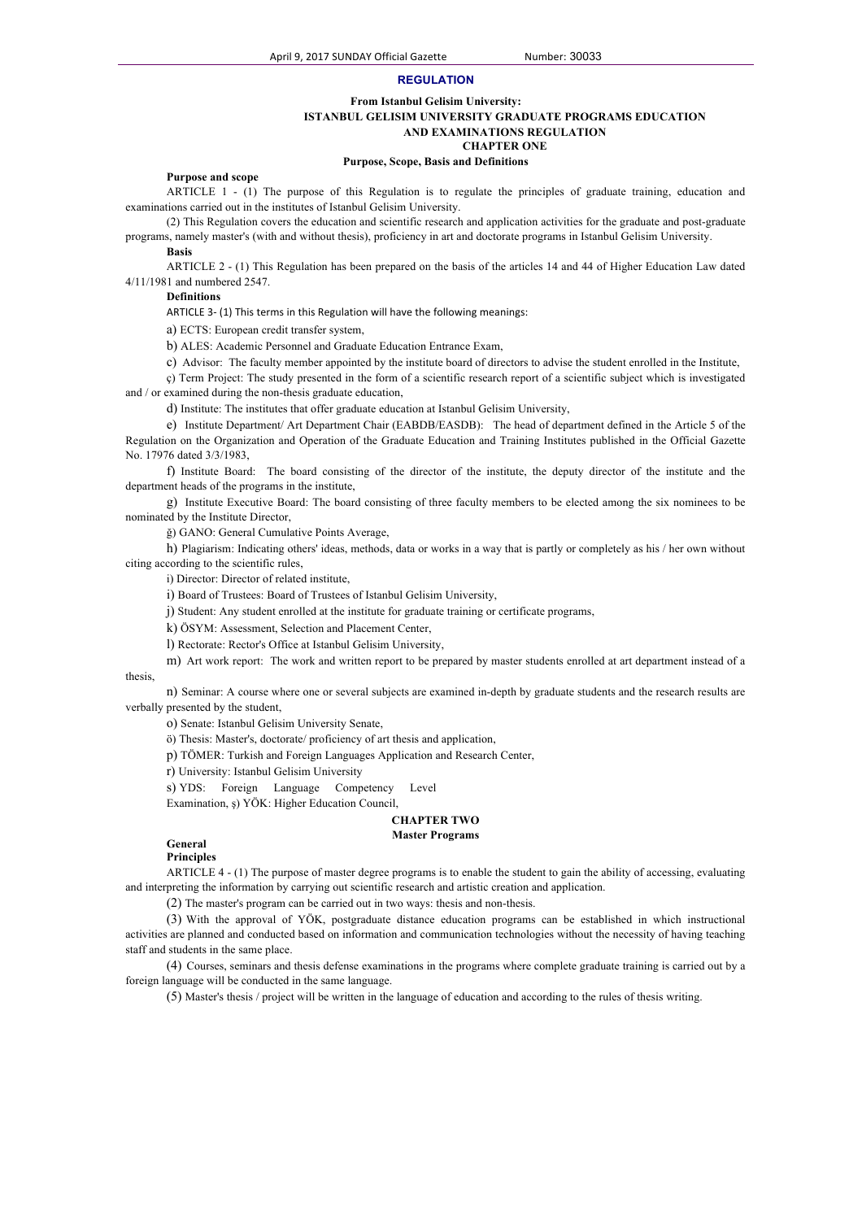**REGULATION**

**From Istanbul Gelisim University:**

**ISTANBUL GELISIM UNIVERSITY GRADUATE PROGRAMS EDUCATION AND EXAMINATIONS REGULATION**

**CHAPTER ONE**

**Purpose, Scope, Basis and Definitions**

**Purpose and scope**

ARTICLE 1 - (1) The purpose of this Regulation is to regulate the principles of graduate training, education and examinations carried out in the institutes of Istanbul Gelisim University.

(2) This Regulation covers the education and scientific research and application activities for the graduate and post-graduate programs, namely master's (with and without thesis), proficiency in art and doctorate programs in Istanbul Gelisim University.

**Basis**

ARTICLE 2 - (1) This Regulation has been prepared on the basis of the articles 14 and 44 of Higher Education Law dated 4/11/1981 and numbered 2547.

**Definitions**

ARTICLE 3- (1) This terms in this Regulation will have the following meanings:

a) ECTS: European credit transfer system,

b) ALES: Academic Personnel and Graduate Education Entrance Exam,

c) Advisor: The faculty member appointed by the institute board of directors to advise the student enrolled in the Institute,

ç) Term Project: The study presented in the form of a scientific research report of a scientific subject which is investigated and / or examined during the non-thesis graduate education,

d) Institute: The institutes that offer graduate education at Istanbul Gelisim University,

e) Institute Department/ Art Department Chair (EABDB/EASDB): The head of department defined in the Article 5 of the Regulation on the Organization and Operation of the Graduate Education and Training Institutes published in the Official Gazette No. 17976 dated 3/3/1983,

f) Institute Board: The board consisting of the director of the institute, the deputy director of the institute and the department heads of the programs in the institute,

g) Institute Executive Board: The board consisting of three faculty members to be elected among the six nominees to be nominated by the Institute Director,

ğ) GANO: General Cumulative Points Average,

h) Plagiarism: Indicating others' ideas, methods, data or works in a way that is partly or completely as his / her own without citing according to the scientific rules,

ı) Director: Director of related institute,

i) Board of Trustees: Board of Trustees of Istanbul Gelisim University,

j) Student: Any student enrolled at the institute for graduate training or certificate programs,

k) ÖSYM: Assessment, Selection and Placement Center,

l) Rectorate: Rector's Office at Istanbul Gelisim University,

m) Art work report: The work and written report to be prepared by master students enrolled at art department instead of a thesis,

n) Seminar: A course where one or several subjects are examined in-depth by graduate students and the research results are verbally presented by the student,

o) Senate: Istanbul Gelisim University Senate,

ö) Thesis: Master's, doctorate/ proficiency of art thesis and application,

p) TÖMER: Turkish and Foreign Languages Application and Research Center,

r) University: Istanbul Gelisim University

s) YDS: Foreign Language Competency Level Examination,

ş) YÖK: Higher Education Council,

**CHAPTER TWO**

**Master Programs**

**General Principles**

ARTICLE 4 - (1) The purpose of master degree programs is to enable the student to gain the ability of accessing, evaluating and interpreting the information by carrying out scientific research and artistic creation and application.

(2) The master's program can be carried out in two ways: thesis and non-thesis.

(3) With the approval of YÖK, postgraduate distance education programs can be established in which instructional activities are planned and conducted based on information and communication technologies without the necessity of having teaching staff and students in the same place.

(4) Courses, seminars and thesis defense examinations in the programs where complete graduate training is carried out by a foreign language will be conducted in the same language.

(5) Master's thesis / project will be written in the language of education and according to the rules of thesis writing.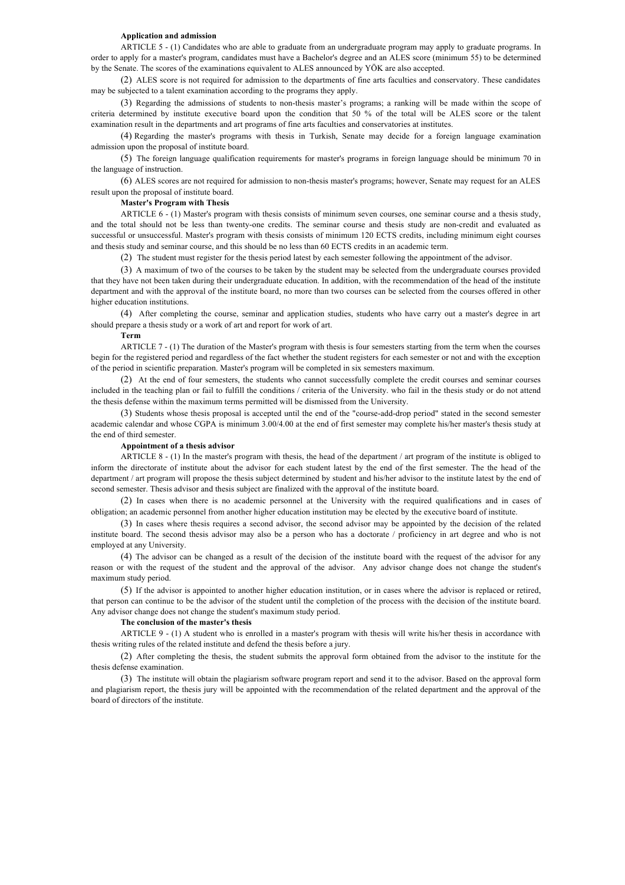**Application and admission**

ARTICLE 5 - (1) Candidates who are able to graduate from an undergraduate program may apply to graduate programs. In order to apply for a master's program, candidates must have a Bachelor's degree and an ALES score (minimum 55) to be determined by the Senate. The scores of the examinations equivalent to ALES announced by YÖK are also accepted.

(2) ALES score is not required for admission to the departments of fine arts faculties and conservatory. These candidates may be subjected to a talent examination according to the programs they apply.

(3) Regarding the admissions of students to non-thesis master's programs; a ranking will be made within the scope of criteria determined by institute executive board upon the condition that 50 % of the total will be ALES score or the talent examination result in the departments and art programs of fine arts faculties and conservatories at institutes.

(4) Regarding the master's programs with thesis in Turkish, Senate may decide for a foreign language examination admission upon the proposal of institute board.

(5) The foreign language qualification requirements for master's programs in foreign language should be minimum 70 in the language of instruction.

(6) ALES scores are not required for admission to non-thesis master's programs; however, Senate may request for an ALES result upon the proposal of institute board.

**Master's Program with Thesis**

ARTICLE 6 - (1) Master's program with thesis consists of minimum seven courses, one seminar course and a thesis study, and the total should not be less than twenty-one credits. The seminar course and thesis study are non-credit and evaluated as successful or unsuccessful. Master's program with thesis consists of minimum 120 ECTS credits, including minimum eight courses and thesis study and seminar course, and this should be no less than 60 ECTS credits in an academic term.

(2) The student must register for the thesis period latest by each semester following the appointment of the advisor.

(3) A maximum of two of the courses to be taken by the student may be selected from the undergraduate courses provided that they have not been taken during their undergraduate education. In addition, with the recommendation of the head of the institute department and with the approval of the institute board, no more than two courses can be selected from the courses offered in other higher education institutions.

(4) After completing the course, seminar and application studies, students who have carry out a master's degree in art should prepare a thesis study or a work of art and report for work of art.

**Term**

ARTICLE 7 - (1) The duration of the Master's program with thesis is four semesters starting from the term when the courses begin for the registered period and regardless of the fact whether the student registers for each semester or not and with the exception of the period in scientific preparation. Master's program will be completed in six semesters maximum.

(2) At the end of four semesters, the students who cannot successfully complete the credit courses and seminar courses included in the teaching plan or fail to fulfill the conditions / criteria of the University. who fail in the thesis study or do not attend the thesis defense within the maximum terms permitted will be dismissed from the University.

(3) Students whose thesis proposal is accepted until the end of the "course-add-drop period" stated in the second semester academic calendar and whose CGPA is minimum 3.00/4.00 at the end of first semester may complete his/her master's thesis study at the end of third semester.

**Appointment of a thesis advisor**

ARTICLE 8 - (1) In the master's program with thesis, the head of the department / art program of the institute is obliged to inform the directorate of institute about the advisor for each student latest by the end of the first semester. The the head of the department / art program will propose the thesis subject determined by student and his/her advisor to the institute latest by the end of second semester. Thesis advisor and thesis subject are finalized with the approval of the institute board.

(2) In cases when there is no academic personnel at the University with the required qualifications and in cases of obligation; an academic personnel from another higher education institution may be elected by the executive board of institute.

(3) In cases where thesis requires a second advisor, the second advisor may be appointed by the decision of the related institute board. The second thesis advisor may also be a person who has a doctorate / proficiency in art degree and who is not employed at any University.

(4) The advisor can be changed as a result of the decision of the institute board with the request of the advisor for any reason or with the request of the student and the approval of the advisor. Any advisor change does not change the student's maximum study period.

(5) If the advisor is appointed to another higher education institution, or in cases where the advisor is replaced or retired, that person can continue to be the advisor of the student until the completion of the process with the decision of the institute board. Any advisor change does not change the student's maximum study period.

**The conclusion of the master's thesis**

ARTICLE 9 - (1) A student who is enrolled in a master's program with thesis will write his/her thesis in accordance with thesis writing rules of the related institute and defend the thesis before a jury.

(2) After completing the thesis, the student submits the approval form obtained from the advisor to the institute for the thesis defense examination.

(3) The institute will obtain the plagiarism software program report and send it to the advisor. Based on the approval form and plagiarism report, the thesis jury will be appointed with the recommendation of the related department and the approval of the board of directors of the institute.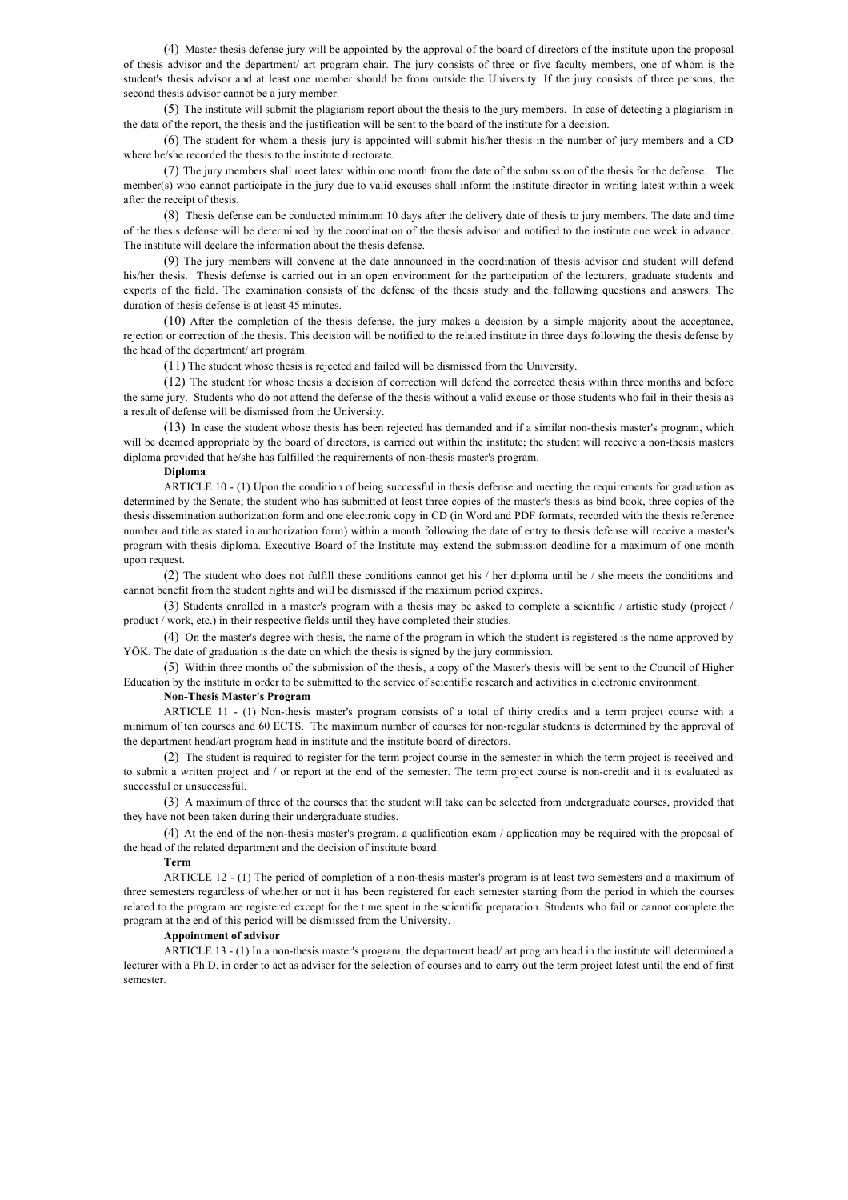(4) Master thesis defense jury will be appointed by the approval of the board of directors of the institute upon the proposal of thesis advisor and the department/ art program chair. The jury consists of three or five faculty members, one of whom is the student's thesis advisor and at least one member should be from outside the University. If the jury consists of three persons, the second thesis advisor cannot be a jury member.

(5) The institute will submit the plagiarism report about the thesis to the jury members. In case of detecting a plagiarism in the data of the report, the thesis and the justification will be sent to the board of the institute for a decision.

(6) The student for whom a thesis jury is appointed will submit his/her thesis in the number of jury members and a CD where he/she recorded the thesis to the institute directorate.

(7) The jury members shall meet latest within one month from the date of the submission of the thesis for the defense. The member(s) who cannot participate in the jury due to valid excuses shall inform the institute director in writing latest within a week after the receipt of thesis.

(8) Thesis defense can be conducted minimum 10 days after the delivery date of thesis to jury members. The date and time of the thesis defense will be determined by the coordination of the thesis advisor and notified to the institute one week in advance. The institute will declare the information about the thesis defense.

(9) The jury members will convene at the date announced in the coordination of thesis advisor and student will defend his/her thesis. Thesis defense is carried out in an open environment for the participation of the lecturers, graduate students and experts of the field. The examination consists of the defense of the thesis study and the following questions and answers. The duration of thesis defense is at least 45 minutes.

(10) After the completion of the thesis defense, the jury makes a decision by a simple majority about the acceptance, rejection or correction of the thesis. This decision will be notified to the related institute in three days following the thesis defense by the head of the department/ art program.

(11) The student whose thesis is rejected and failed will be dismissed from the University.

(12) The student for whose thesis a decision of correction will defend the corrected thesis within three months and before the same jury. Students who do not attend the defense of the thesis without a valid excuse or those students who fail in their thesis as a result of defense will be dismissed from the University.

(13) In case the student whose thesis has been rejected has demanded and if a similar non-thesis master's program, which will be deemed appropriate by the board of directors, is carried out within the institute; the student will receive a non-thesis masters diploma provided that he/she has fulfilled the requirements of non-thesis master's program.

**Diploma**

ARTICLE 10 - (1) Upon the condition of being successful in thesis defense and meeting the requirements for graduation as determined by the Senate; the student who has submitted at least three copies of the master's thesis as bind book, three copies of the thesis dissemination authorization form and one electronic copy in CD (in Word and PDF formats, recorded with the thesis reference number and title as stated in authorization form) within a month following the date of entry to thesis defense will receive a master's program with thesis diploma. Executive Board of the Institute may extend the submission deadline for a maximum of one month upon request.

(2) The student who does not fulfill these conditions cannot get his / her diploma until he / she meets the conditions and cannot benefit from the student rights and will be dismissed if the maximum period expires.

(3) Students enrolled in a master's program with a thesis may be asked to complete a scientific / artistic study (project / product / work, etc.) in their respective fields until they have completed their studies.

(4) On the master's degree with thesis, the name of the program in which the student is registered is the name approved by YÖK. The date of graduation is the date on which the thesis is signed by the jury commission.

(5) Within three months of the submission of the thesis, a copy of the Master's thesis will be sent to the Council of Higher Education by the institute in order to be submitted to the service of scientific research and activities in electronic environment.

**Non-Thesis Master's Program**

ARTICLE 11 - (1) Non-thesis master's program consists of a total of thirty credits and a term project course with a minimum of ten courses and 60 ECTS. The maximum number of courses for non-regular students is determined by the approval of the department head/art program head in institute and the institute board of directors.

(2) The student is required to register for the term project course in the semester in which the term project is received and to submit a written project and / or report at the end of the semester. The term project course is non-credit and it is evaluated as successful or unsuccessful.

(3) A maximum of three of the courses that the student will take can be selected from undergraduate courses, provided that they have not been taken during their undergraduate studies.

(4) At the end of the non-thesis master's program, a qualification exam / application may be required with the proposal of the head of the related department and the decision of institute board.

**Term**

ARTICLE 12 - (1) The period of completion of a non-thesis master's program is at least two semesters and a maximum of three semesters regardless of whether or not it has been registered for each semester starting from the period in which the courses related to the program are registered except for the time spent in the scientific preparation. Students who fail or cannot complete the program at the end of this period will be dismissed from the University.

**Appointment of advisor**

ARTICLE 13 - (1) In a non-thesis master's program, the department head/ art program head in the institute will determined a lecturer with a Ph.D. in order to act as advisor for the selection of courses and to carry out the term project latest until the end of first semester.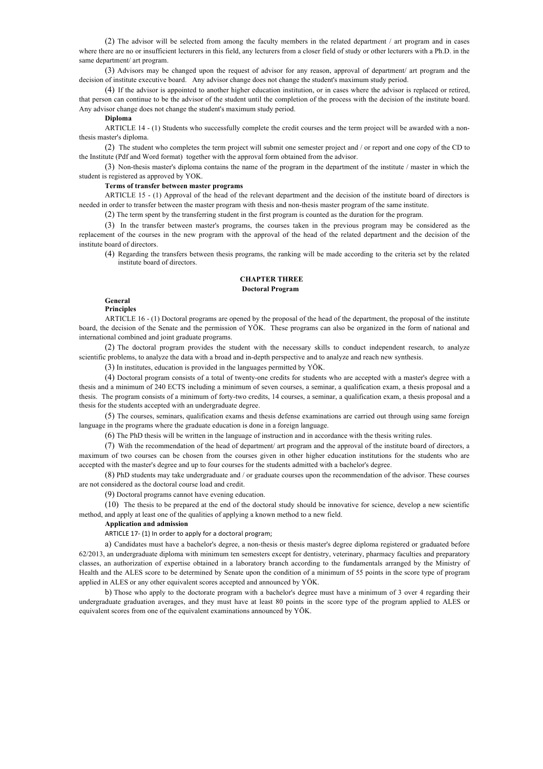(2) The advisor will be selected from among the faculty members in the related department / art program and in cases where there are no or insufficient lecturers in this field, any lecturers from a closer field of study or other lecturers with a Ph.D. in the same department/ art program.

(3) Advisors may be changed upon the request of advisor for any reason, approval of department/ art program and the decision of institute executive board. Any advisor change does not change the student's maximum study period.

(4) If the advisor is appointed to another higher education institution, or in cases where the advisor is replaced or retired, that person can continue to be the advisor of the student until the completion of the process with the decision of the institute board. Any advisor change does not change the student's maximum study period.

**Diploma**

ARTICLE 14 - (1) Students who successfully complete the credit courses and the term project will be awarded with a non-thesis master's diploma.

(2) The student who completes the term project will submit one semester project and / or report and one copy of the CD to the Institute (Pdf and Word format) together with the approval form obtained from the advisor.

(3) Non-thesis master's diploma contains the name of the program in the department of the institute / master in which the student is registered as approved by YOK.

**Terms of transfer between master programs**

ARTICLE 15 - (1) Approval of the head of the relevant department and the decision of the institute board of directors is needed in order to transfer between the master program with thesis and non-thesis master program of the same institute.

(2) The term spent by the transferring student in the first program is counted as the duration for the program.

(3) In the transfer between master's programs, the courses taken in the previous program may be considered as the replacement of the courses in the new program with the approval of the head of the related department and the decision of the institute board of directors.

(4) Regarding the transfers between thesis programs, the ranking will be made according to the criteria set by the related institute board of directors.

## CHAPTER THREE

### Doctoral Program

**General Principles**

ARTICLE 16 - (1) Doctoral programs are opened by the proposal of the head of the department, the proposal of the institute board, the decision of the Senate and the permission of YÖK. These programs can also be organized in the form of national and international combined and joint graduate programs.

(2) The doctoral program provides the student with the necessary skills to conduct independent research, to analyze scientific problems, to analyze the data with a broad and in-depth perspective and to analyze and reach new synthesis.

(3) In institutes, education is provided in the languages permitted by YÖK.

(4) Doctoral program consists of a total of twenty-one credits for students who are accepted with a master's degree with a thesis and a minimum of 240 ECTS including a minimum of seven courses, a seminar, a qualification exam, a thesis proposal and a thesis. The program consists of a minimum of forty-two credits, 14 courses, a seminar, a qualification exam, a thesis proposal and a thesis for the students accepted with an undergraduate degree.

(5) The courses, seminars, qualification exams and thesis defense examinations are carried out through using same foreign language in the programs where the graduate education is done in a foreign language.

(6) The PhD thesis will be written in the language of instruction and in accordance with the thesis writing rules.

(7) With the recommendation of the head of department/ art program and the approval of the institute board of directors, a maximum of two courses can be chosen from the courses given in other higher education institutions for the students who are accepted with the master's degree and up to four courses for the students admitted with a bachelor's degree.

(8) PhD students may take undergraduate and / or graduate courses upon the recommendation of the advisor. These courses are not considered as the doctoral course load and credit.

(9) Doctoral programs cannot have evening education.

(10) The thesis to be prepared at the end of the doctoral study should be innovative for science, develop a new scientific method, and apply at least one of the qualities of applying a known method to a new field.

**Application and admission**

ARTICLE 17- (1) In order to apply for a doctoral program;

a) Candidates must have a bachelor's degree, a non-thesis or thesis master's degree diploma registered or graduated before 62/2013, an undergraduate diploma with minimum ten semesters except for dentistry, veterinary, pharmacy faculties and preparatory classes, an authorization of expertise obtained in a laboratory branch according to the fundamentals arranged by the Ministry of Health and the ALES score to be determined by Senate upon the condition of a minimum of 55 points in the score type of program applied in ALES or any other equivalent scores accepted and announced by YÖK.

b) Those who apply to the doctorate program with a bachelor's degree must have a minimum of 3 over 4 regarding their undergraduate graduation averages, and they must have at least 80 points in the score type of the program applied to ALES or equivalent scores from one of the equivalent examinations announced by YÖK.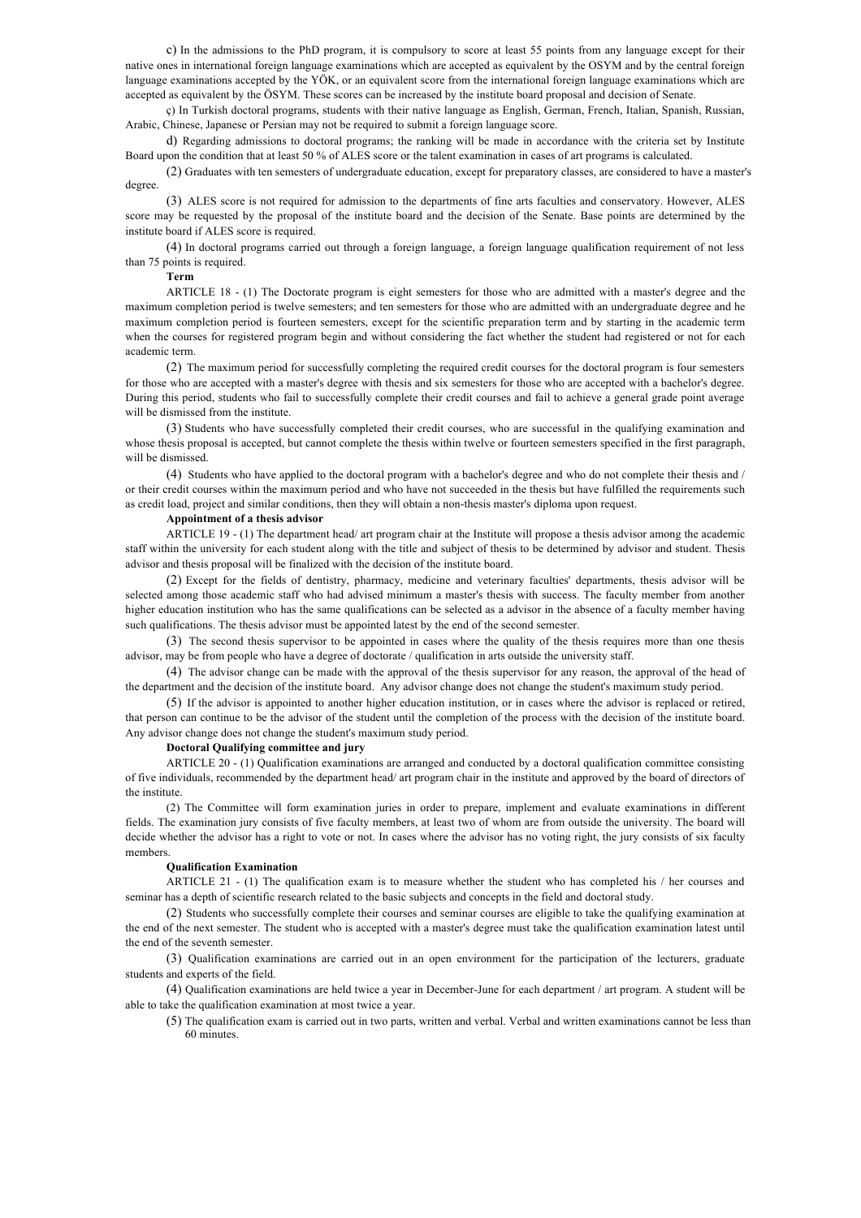c) In the admissions to the PhD program, it is compulsory to score at least 55 points from any language except for their native ones in international foreign language examinations which are accepted as equivalent by the OSYM and by the central foreign language examinations accepted by the YÖK, or an equivalent score from the international foreign language examinations which are accepted as equivalent by the ÖSYM. These scores can be increased by the institute board proposal and decision of Senate.

ç) In Turkish doctoral programs, students with their native language as English, German, French, Italian, Spanish, Russian, Arabic, Chinese, Japanese or Persian may not be required to submit a foreign language score.

d) Regarding admissions to doctoral programs; the ranking will be made in accordance with the criteria set by Institute Board upon the condition that at least 50 % of ALES score or the talent examination in cases of art programs is calculated.

(2) Graduates with ten semesters of undergraduate education, except for preparatory classes, are considered to have a master's degree.

(3) ALES score is not required for admission to the departments of fine arts faculties and conservatory. However, ALES score may be requested by the proposal of the institute board and the decision of the Senate. Base points are determined by the institute board if ALES score is required.

(4) In doctoral programs carried out through a foreign language, a foreign language qualification requirement of not less than 75 points is required.

**Term**

ARTICLE 18 - (1) The Doctorate program is eight semesters for those who are admitted with a master's degree and the maximum completion period is twelve semesters; and ten semesters for those who are admitted with an undergraduate degree and he maximum completion period is fourteen semesters, except for the scientific preparation term and by starting in the academic term when the courses for registered program begin and without considering the fact whether the student had registered or not for each academic term.

(2) The maximum period for successfully completing the required credit courses for the doctoral program is four semesters for those who are accepted with a master's degree with thesis and six semesters for those who are accepted with a bachelor's degree. During this period, students who fail to successfully complete their credit courses and fail to achieve a general grade point average will be dismissed from the institute.

(3) Students who have successfully completed their credit courses, who are successful in the qualifying examination and whose thesis proposal is accepted, but cannot complete the thesis within twelve or fourteen semesters specified in the first paragraph, will be dismissed.

(4) Students who have applied to the doctoral program with a bachelor's degree and who do not complete their thesis and / or their credit courses within the maximum period and who have not succeeded in the thesis but have fulfilled the requirements such as credit load, project and similar conditions, then they will obtain a non-thesis master's diploma upon request.

**Appointment of a thesis advisor**

ARTICLE 19 - (1) The department head/ art program chair at the Institute will propose a thesis advisor among the academic staff within the university for each student along with the title and subject of thesis to be determined by advisor and student. Thesis advisor and thesis proposal will be finalized with the decision of the institute board.

(2) Except for the fields of dentistry, pharmacy, medicine and veterinary faculties' departments, thesis advisor will be selected among those academic staff who had advised minimum a master's thesis with success. The faculty member from another higher education institution who has the same qualifications can be selected as a advisor in the absence of a faculty member having such qualifications. The thesis advisor must be appointed latest by the end of the second semester.

(3) The second thesis supervisor to be appointed in cases where the quality of the thesis requires more than one thesis advisor, may be from people who have a degree of doctorate / qualification in arts outside the university staff.

(4) The advisor change can be made with the approval of the thesis supervisor for any reason, the approval of the head of the department and the decision of the institute board. Any advisor change does not change the student's maximum study period.

(5) If the advisor is appointed to another higher education institution, or in cases where the advisor is replaced or retired, that person can continue to be the advisor of the student until the completion of the process with the decision of the institute board. Any advisor change does not change the student's maximum study period.

**Doctoral Qualifying committee and jury**

ARTICLE 20 - (1) Qualification examinations are arranged and conducted by a doctoral qualification committee consisting of five individuals, recommended by the department head/ art program chair in the institute and approved by the board of directors of the institute.

(2) The Committee will form examination juries in order to prepare, implement and evaluate examinations in different fields. The examination jury consists of five faculty members, at least two of whom are from outside the university. The board will decide whether the advisor has a right to vote or not. In cases where the advisor has no voting right, the jury consists of six faculty members.

**Qualification Examination**

ARTICLE 21 - (1) The qualification exam is to measure whether the student who has completed his / her courses and seminar has a depth of scientific research related to the basic subjects and concepts in the field and doctoral study.

(2) Students who successfully complete their courses and seminar courses are eligible to take the qualifying examination at the end of the next semester. The student who is accepted with a master's degree must take the qualification examination latest until the end of the seventh semester.

(3) Qualification examinations are carried out in an open environment for the participation of the lecturers, graduate students and experts of the field.

(4) Qualification examinations are held twice a year in December-June for each department / art program. A student will be able to take the qualification examination at most twice a year.

(5) The qualification exam is carried out in two parts, written and verbal. Verbal and written examinations cannot be less than 60 minutes.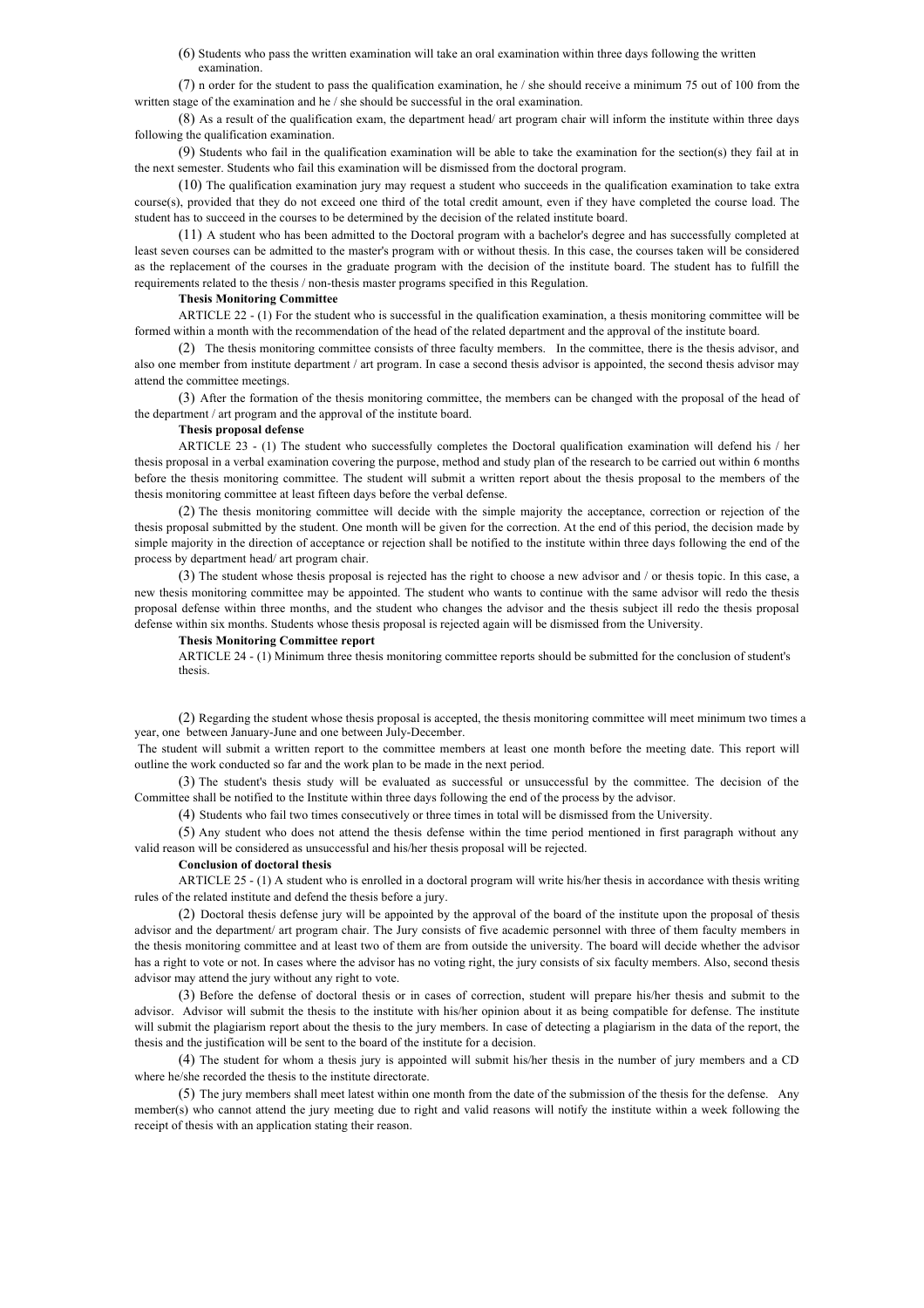(6) Students who pass the written examination will take an oral examination within three days following the written examination.

(7) n order for the student to pass the qualification examination, he / she should receive a minimum 75 out of 100 from the written stage of the examination and he / she should be successful in the oral examination.

(8) As a result of the qualification exam, the department head/ art program chair will inform the institute within three days following the qualification examination.

(9) Students who fail in the qualification examination will be able to take the examination for the section(s) they fail at in the next semester. Students who fail this examination will be dismissed from the doctoral program.

(10) The qualification examination jury may request a student who succeeds in the qualification examination to take extra course(s), provided that they do not exceed one third of the total credit amount, even if they have completed the course load. The student has to succeed in the courses to be determined by the decision of the related institute board.

(11) A student who has been admitted to the Doctoral program with a bachelor's degree and has successfully completed at least seven courses can be admitted to the master's program with or without thesis. In this case, the courses taken will be considered as the replacement of the courses in the graduate program with the decision of the institute board. The student has to fulfill the requirements related to the thesis / non-thesis master programs specified in this Regulation.

**Thesis Monitoring Committee**

ARTICLE 22 - (1) For the student who is successful in the qualification examination, a thesis monitoring committee will be formed within a month with the recommendation of the head of the related department and the approval of the institute board.

(2) The thesis monitoring committee consists of three faculty members. In the committee, there is the thesis advisor, and also one member from institute department / art program. In case a second thesis advisor is appointed, the second thesis advisor may attend the committee meetings.

(3) After the formation of the thesis monitoring committee, the members can be changed with the proposal of the head of the department / art program and the approval of the institute board.

**Thesis proposal defense**

ARTICLE 23 - (1) The student who successfully completes the Doctoral qualification examination will defend his / her thesis proposal in a verbal examination covering the purpose, method and study plan of the research to be carried out within 6 months before the thesis monitoring committee. The student will submit a written report about the thesis proposal to the members of the thesis monitoring committee at least fifteen days before the verbal defense.

(2) The thesis monitoring committee will decide with the simple majority the acceptance, correction or rejection of the thesis proposal submitted by the student. One month will be given for the correction. At the end of this period, the decision made by simple majority in the direction of acceptance or rejection shall be notified to the institute within three days following the end of the process by department head/ art program chair.

(3) The student whose thesis proposal is rejected has the right to choose a new advisor and / or thesis topic. In this case, a new thesis monitoring committee may be appointed. The student who wants to continue with the same advisor will redo the thesis proposal defense within three months, and the student who changes the advisor and the thesis subject ill redo the thesis proposal defense within six months. Students whose thesis proposal is rejected again will be dismissed from the University.

**Thesis Monitoring Committee report**

ARTICLE 24 - (1) Minimum three thesis monitoring committee reports should be submitted for the conclusion of student's thesis.

(2) Regarding the student whose thesis proposal is accepted, the thesis monitoring committee will meet minimum two times a year, one between January-June and one between July-December.

The student will submit a written report to the committee members at least one month before the meeting date. This report will outline the work conducted so far and the work plan to be made in the next period.

(3) The student's thesis study will be evaluated as successful or unsuccessful by the committee. The decision of the Committee shall be notified to the Institute within three days following the end of the process by the advisor.

(4) Students who fail two times consecutively or three times in total will be dismissed from the University.

(5) Any student who does not attend the thesis defense within the time period mentioned in first paragraph without any valid reason will be considered as unsuccessful and his/her thesis proposal will be rejected.

**Conclusion of doctoral thesis**

ARTICLE 25 - (1) A student who is enrolled in a doctoral program will write his/her thesis in accordance with thesis writing rules of the related institute and defend the thesis before a jury.

(2) Doctoral thesis defense jury will be appointed by the approval of the board of the institute upon the proposal of thesis advisor and the department/ art program chair. The Jury consists of five academic personnel with three of them faculty members in the thesis monitoring committee and at least two of them are from outside the university. The board will decide whether the advisor has a right to vote or not. In cases where the advisor has no voting right, the jury consists of six faculty members. Also, second thesis advisor may attend the jury without any right to vote.

(3) Before the defense of doctoral thesis or in cases of correction, student will prepare his/her thesis and submit to the advisor. Advisor will submit the thesis to the institute with his/her opinion about it as being compatible for defense. The institute will submit the plagiarism report about the thesis to the jury members. In case of detecting a plagiarism in the data of the report, the thesis and the justification will be sent to the board of the institute for a decision.

(4) The student for whom a thesis jury is appointed will submit his/her thesis in the number of jury members and a CD where he/she recorded the thesis to the institute directorate.

(5) The jury members shall meet latest within one month from the date of the submission of the thesis for the defense. Any member(s) who cannot attend the jury meeting due to right and valid reasons will notify the institute within a week following the receipt of thesis with an application stating their reason.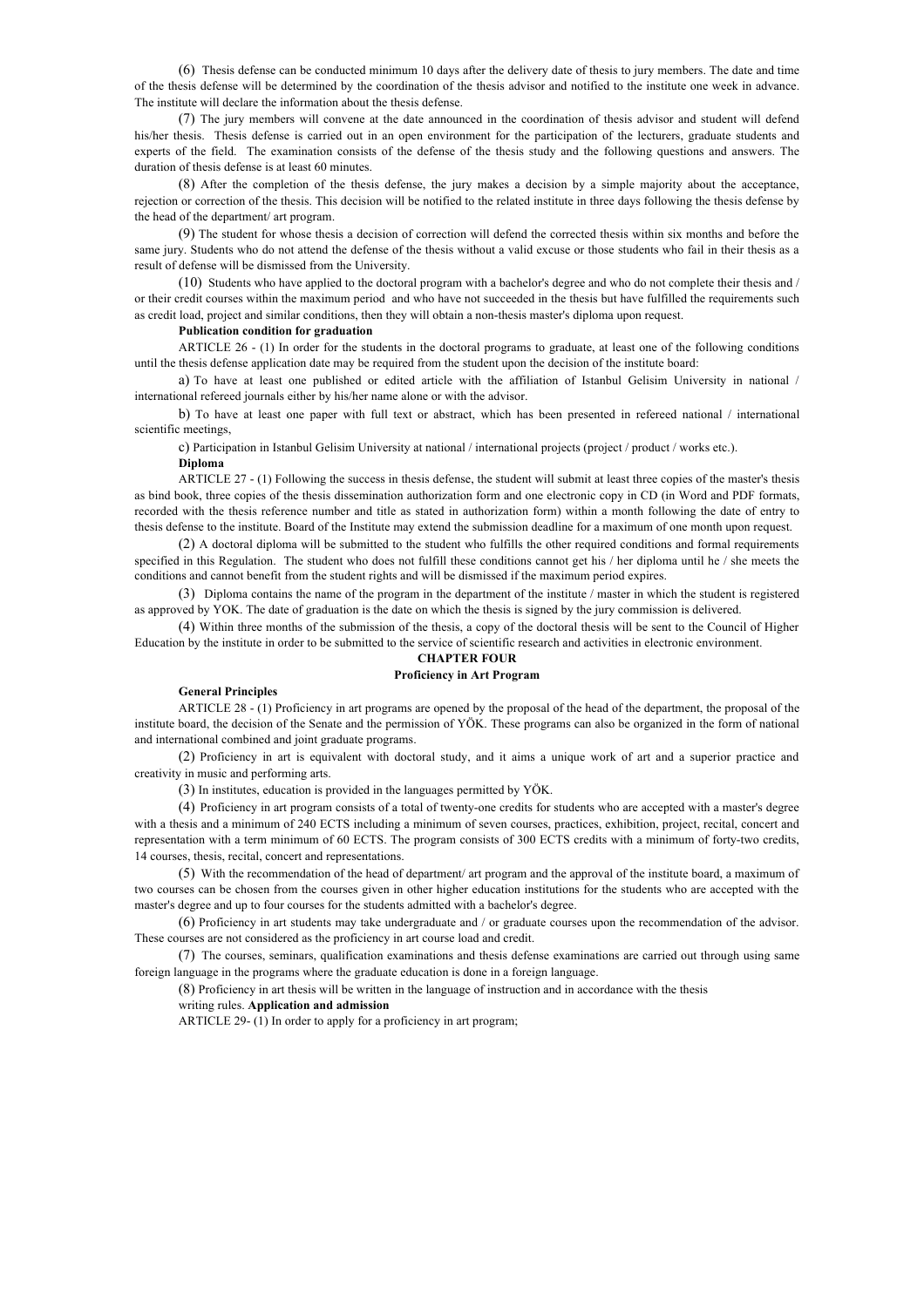(6) Thesis defense can be conducted minimum 10 days after the delivery date of thesis to jury members. The date and time of the thesis defense will be determined by the coordination of the thesis advisor and notified to the institute one week in advance. The institute will declare the information about the thesis defense.

(7) The jury members will convene at the date announced in the coordination of thesis advisor and student will defend his/her thesis. Thesis defense is carried out in an open environment for the participation of the lecturers, graduate students and experts of the field. The examination consists of the defense of the thesis study and the following questions and answers. The duration of thesis defense is at least 60 minutes.

(8) After the completion of the thesis defense, the jury makes a decision by a simple majority about the acceptance, rejection or correction of the thesis. This decision will be notified to the related institute in three days following the thesis defense by the head of the department/ art program.

(9) The student for whose thesis a decision of correction will defend the corrected thesis within six months and before the same jury. Students who do not attend the defense of the thesis without a valid excuse or those students who fail in their thesis as a result of defense will be dismissed from the University.

(10) Students who have applied to the doctoral program with a bachelor's degree and who do not complete their thesis and / or their credit courses within the maximum period and who have not succeeded in the thesis but have fulfilled the requirements such as credit load, project and similar conditions, then they will obtain a non-thesis master's diploma upon request.

**Publication condition for graduation**

ARTICLE 26 - (1) In order for the students in the doctoral programs to graduate, at least one of the following conditions until the thesis defense application date may be required from the student upon the decision of the institute board:

a) To have at least one published or edited article with the affiliation of Istanbul Gelisim University in national / international refereed journals either by his/her name alone or with the advisor.

b) To have at least one paper with full text or abstract, which has been presented in refereed national / international scientific meetings,

c) Participation in Istanbul Gelisim University at national / international projects (project / product / works etc.).

**Diploma**

ARTICLE 27 - (1) Following the success in thesis defense, the student will submit at least three copies of the master's thesis as bind book, three copies of the thesis dissemination authorization form and one electronic copy in CD (in Word and PDF formats, recorded with the thesis reference number and title as stated in authorization form) within a month following the date of entry to thesis defense to the institute. Board of the Institute may extend the submission deadline for a maximum of one month upon request.

(2) A doctoral diploma will be submitted to the student who fulfills the other required conditions and formal requirements specified in this Regulation. The student who does not fulfill these conditions cannot get his / her diploma until he / she meets the conditions and cannot benefit from the student rights and will be dismissed if the maximum period expires.

(3) Diploma contains the name of the program in the department of the institute / master in which the student is registered as approved by YOK. The date of graduation is the date on which the thesis is signed by the jury commission is delivered.

(4) Within three months of the submission of the thesis, a copy of the doctoral thesis will be sent to the Council of Higher Education by the institute in order to be submitted to the service of scientific research and activities in electronic environment.

## CHAPTER FOUR

## Proficiency in Art Program

**General Principles**

ARTICLE 28 - (1) Proficiency in art programs are opened by the proposal of the head of the department, the proposal of the institute board, the decision of the Senate and the permission of YÖK. These programs can also be organized in the form of national and international combined and joint graduate programs.

(2) Proficiency in art is equivalent with doctoral study, and it aims a unique work of art and a superior practice and creativity in music and performing arts.

(3) In institutes, education is provided in the languages permitted by YÖK.

(4) Proficiency in art program consists of a total of twenty-one credits for students who are accepted with a master's degree with a thesis and a minimum of 240 ECTS including a minimum of seven courses, practices, exhibition, project, recital, concert and representation with a term minimum of 60 ECTS. The program consists of 300 ECTS credits with a minimum of forty-two credits, 14 courses, thesis, recital, concert and representations.

(5) With the recommendation of the head of department/ art program and the approval of the institute board, a maximum of two courses can be chosen from the courses given in other higher education institutions for the students who are accepted with the master's degree and up to four courses for the students admitted with a bachelor's degree.

(6) Proficiency in art students may take undergraduate and / or graduate courses upon the recommendation of the advisor. These courses are not considered as the proficiency in art course load and credit.

(7) The courses, seminars, qualification examinations and thesis defense examinations are carried out through using same foreign language in the programs where the graduate education is done in a foreign language.

(8) Proficiency in art thesis will be written in the language of instruction and in accordance with the thesis writing rules.

**Application and admission**

ARTICLE 29- (1) In order to apply for a proficiency in art program;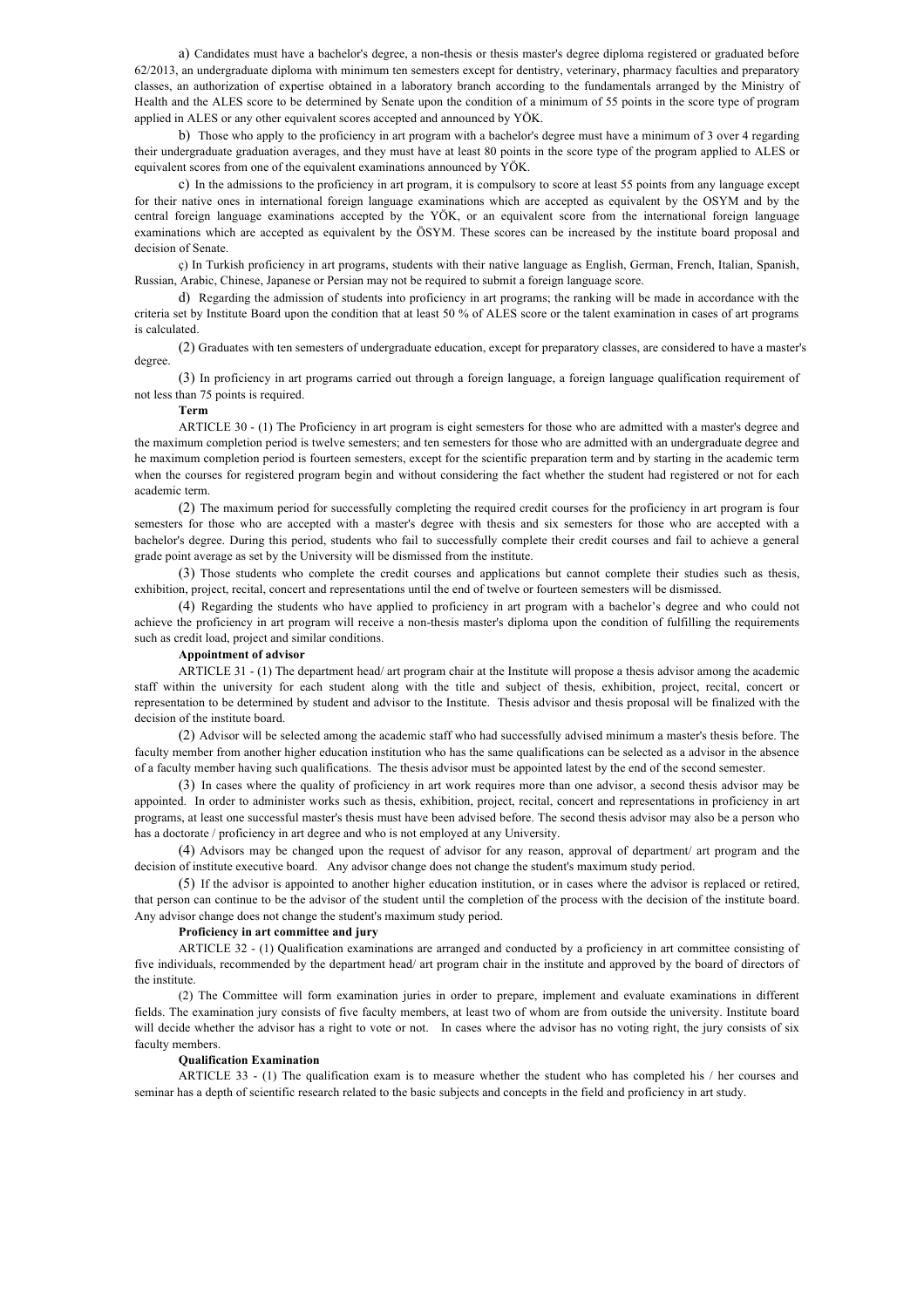a) Candidates must have a bachelor's degree, a non-thesis or thesis master's degree diploma registered or graduated before 62/2013, an undergraduate diploma with minimum ten semesters except for dentistry, veterinary, pharmacy faculties and preparatory classes, an authorization of expertise obtained in a laboratory branch according to the fundamentals arranged by the Ministry of Health and the ALES score to be determined by Senate upon the condition of a minimum of 55 points in the score type of program applied in ALES or any other equivalent scores accepted and announced by YÖK.

b) Those who apply to the proficiency in art program with a bachelor's degree must have a minimum of 3 over 4 regarding their undergraduate graduation averages, and they must have at least 80 points in the score type of the program applied to ALES or equivalent scores from one of the equivalent examinations announced by YÖK.

c) In the admissions to the proficiency in art program, it is compulsory to score at least 55 points from any language except for their native ones in international foreign language examinations which are accepted as equivalent by the OSYM and by the central foreign language examinations accepted by the YÖK, or an equivalent score from the international foreign language examinations which are accepted as equivalent by the ÖSYM. These scores can be increased by the institute board proposal and decision of Senate.

ç) In Turkish proficiency in art programs, students with their native language as English, German, French, Italian, Spanish, Russian, Arabic, Chinese, Japanese or Persian may not be required to submit a foreign language score.

d) Regarding the admission of students into proficiency in art programs; the ranking will be made in accordance with the criteria set by Institute Board upon the condition that at least 50 % of ALES score or the talent examination in cases of art programs is calculated.

(2) Graduates with ten semesters of undergraduate education, except for preparatory classes, are considered to have a master's degree.

(3) In proficiency in art programs carried out through a foreign language, a foreign language qualification requirement of not less than 75 points is required.

**Term**

ARTICLE 30 - (1) The Proficiency in art program is eight semesters for those who are admitted with a master's degree and the maximum completion period is twelve semesters; and ten semesters for those who are admitted with an undergraduate degree and he maximum completion period is fourteen semesters, except for the scientific preparation term and by starting in the academic term when the courses for registered program begin and without considering the fact whether the student had registered or not for each academic term.

(2) The maximum period for successfully completing the required credit courses for the proficiency in art program is four semesters for those who are accepted with a master's degree with thesis and six semesters for those who are accepted with a bachelor's degree. During this period, students who fail to successfully complete their credit courses and fail to achieve a general grade point average as set by the University will be dismissed from the institute.

(3) Those students who complete the credit courses and applications but cannot complete their studies such as thesis, exhibition, project, recital, concert and representations until the end of twelve or fourteen semesters will be dismissed.

(4) Regarding the students who have applied to proficiency in art program with a bachelor's degree and who could not achieve the proficiency in art program will receive a non-thesis master's diploma upon the condition of fulfilling the requirements such as credit load, project and similar conditions.

**Appointment of advisor**

ARTICLE 31 - (1) The department head/ art program chair at the Institute will propose a thesis advisor among the academic staff within the university for each student along with the title and subject of thesis, exhibition, project, recital, concert or representation to be determined by student and advisor to the Institute. Thesis advisor and thesis proposal will be finalized with the decision of the institute board.

(2) Advisor will be selected among the academic staff who had successfully advised minimum a master's thesis before. The faculty member from another higher education institution who has the same qualifications can be selected as a advisor in the absence of a faculty member having such qualifications. The thesis advisor must be appointed latest by the end of the second semester.

(3) In cases where the quality of proficiency in art work requires more than one advisor, a second thesis advisor may be appointed. In order to administer works such as thesis, exhibition, project, recital, concert and representations in proficiency in art programs, at least one successful master's thesis must have been advised before. The second thesis advisor may also be a person who has a doctorate / proficiency in art degree and who is not employed at any University.

(4) Advisors may be changed upon the request of advisor for any reason, approval of department/ art program and the decision of institute executive board. Any advisor change does not change the student's maximum study period.

(5) If the advisor is appointed to another higher education institution, or in cases where the advisor is replaced or retired, that person can continue to be the advisor of the student until the completion of the process with the decision of the institute board. Any advisor change does not change the student's maximum study period.

**Proficiency in art committee and jury**

ARTICLE 32 - (1) Qualification examinations are arranged and conducted by a proficiency in art committee consisting of five individuals, recommended by the department head/ art program chair in the institute and approved by the board of directors of the institute.

(2) The Committee will form examination juries in order to prepare, implement and evaluate examinations in different fields. The examination jury consists of five faculty members, at least two of whom are from outside the university. Institute board will decide whether the advisor has a right to vote or not. In cases where the advisor has no voting right, the jury consists of six faculty members.

**Qualification Examination**

ARTICLE 33 - (1) The qualification exam is to measure whether the student who has completed his / her courses and seminar has a depth of scientific research related to the basic subjects and concepts in the field and proficiency in art study.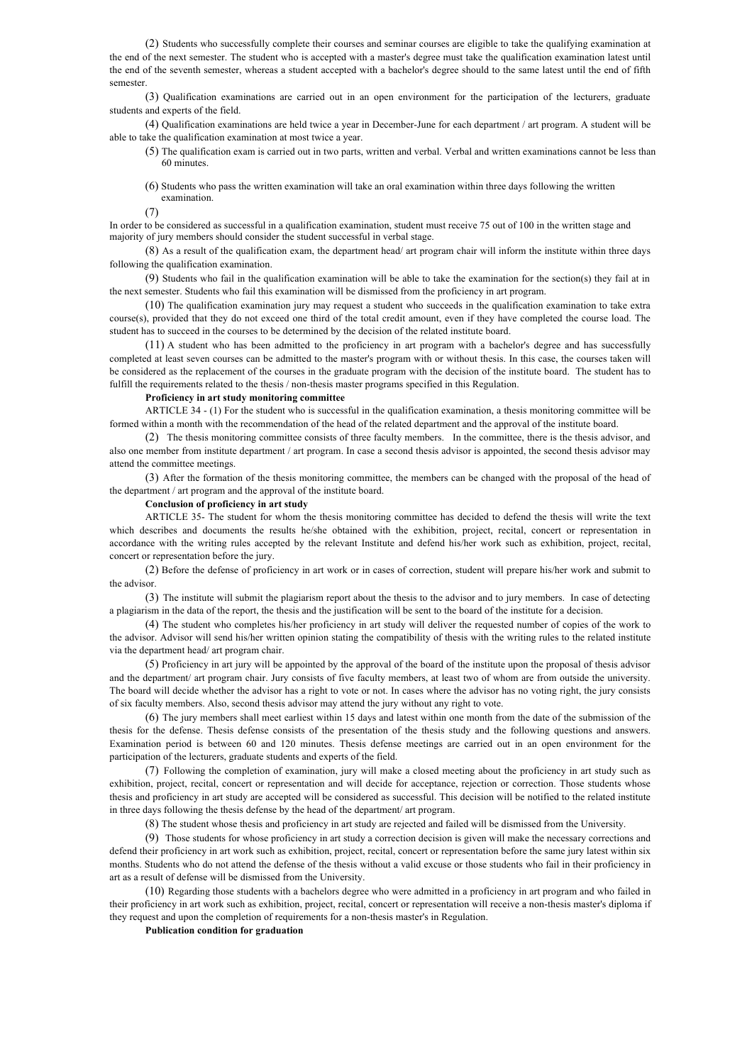(2) Students who successfully complete their courses and seminar courses are eligible to take the qualifying examination at the end of the next semester. The student who is accepted with a master's degree must take the qualification examination latest until the end of the seventh semester, whereas a student accepted with a bachelor's degree should to the same latest until the end of fifth semester.

(3) Qualification examinations are carried out in an open environment for the participation of the lecturers, graduate students and experts of the field.

(4) Qualification examinations are held twice a year in December-June for each department / art program. A student will be able to take the qualification examination at most twice a year.

(5) The qualification exam is carried out in two parts, written and verbal. Verbal and written examinations cannot be less than 60 minutes.

(6) Students who pass the written examination will take an oral examination within three days following the written examination.

(7)
In order to be considered as successful in a qualification examination, student must receive 75 out of 100 in the written stage and majority of jury members should consider the student successful in verbal stage.

(8) As a result of the qualification exam, the department head/ art program chair will inform the institute within three days following the qualification examination.

(9) Students who fail in the qualification examination will be able to take the examination for the section(s) they fail at in the next semester. Students who fail this examination will be dismissed from the proficiency in art program.

(10) The qualification examination jury may request a student who succeeds in the qualification examination to take extra course(s), provided that they do not exceed one third of the total credit amount, even if they have completed the course load. The student has to succeed in the courses to be determined by the decision of the related institute board.

(11) A student who has been admitted to the proficiency in art program with a bachelor's degree and has successfully completed at least seven courses can be admitted to the master's program with or without thesis. In this case, the courses taken will be considered as the replacement of the courses in the graduate program with the decision of the institute board. The student has to fulfill the requirements related to the thesis / non-thesis master programs specified in this Regulation.

**Proficiency in art study monitoring committee**

ARTICLE 34 - (1) For the student who is successful in the qualification examination, a thesis monitoring committee will be formed within a month with the recommendation of the head of the related department and the approval of the institute board.

(2) The thesis monitoring committee consists of three faculty members. In the committee, there is the thesis advisor, and also one member from institute department / art program. In case a second thesis advisor is appointed, the second thesis advisor may attend the committee meetings.

(3) After the formation of the thesis monitoring committee, the members can be changed with the proposal of the head of the department / art program and the approval of the institute board.

**Conclusion of proficiency in art study**

ARTICLE 35- The student for whom the thesis monitoring committee has decided to defend the thesis will write the text which describes and documents the results he/she obtained with the exhibition, project, recital, concert or representation in accordance with the writing rules accepted by the relevant Institute and defend his/her work such as exhibition, project, recital, concert or representation before the jury.

(2) Before the defense of proficiency in art work or in cases of correction, student will prepare his/her work and submit to the advisor.

(3) The institute will submit the plagiarism report about the thesis to the advisor and to jury members. In case of detecting a plagiarism in the data of the report, the thesis and the justification will be sent to the board of the institute for a decision.

(4) The student who completes his/her proficiency in art study will deliver the requested number of copies of the work to the advisor. Advisor will send his/her written opinion stating the compatibility of thesis with the writing rules to the related institute via the department head/ art program chair.

(5) Proficiency in art jury will be appointed by the approval of the board of the institute upon the proposal of thesis advisor and the department/ art program chair. Jury consists of five faculty members, at least two of whom are from outside the university. The board will decide whether the advisor has a right to vote or not. In cases where the advisor has no voting right, the jury consists of six faculty members. Also, second thesis advisor may attend the jury without any right to vote.

(6) The jury members shall meet earliest within 15 days and latest within one month from the date of the submission of the thesis for the defense. Thesis defense consists of the presentation of the thesis study and the following questions and answers. Examination period is between 60 and 120 minutes. Thesis defense meetings are carried out in an open environment for the participation of the lecturers, graduate students and experts of the field.

(7) Following the completion of examination, jury will make a closed meeting about the proficiency in art study such as exhibition, project, recital, concert or representation and will decide for acceptance, rejection or correction. Those students whose thesis and proficiency in art study are accepted will be considered as successful. This decision will be notified to the related institute in three days following the thesis defense by the head of the department/ art program.

(8) The student whose thesis and proficiency in art study are rejected and failed will be dismissed from the University.

(9) Those students for whose proficiency in art study a correction decision is given will make the necessary corrections and defend their proficiency in art work such as exhibition, project, recital, concert or representation before the same jury latest within six months. Students who do not attend the defense of the thesis without a valid excuse or those students who fail in their proficiency in art as a result of defense will be dismissed from the University.

(10) Regarding those students with a bachelors degree who were admitted in a proficiency in art program and who failed in their proficiency in art work such as exhibition, project, recital, concert or representation will receive a non-thesis master's diploma if they request and upon the completion of requirements for a non-thesis master's in Regulation.

**Publication condition for graduation**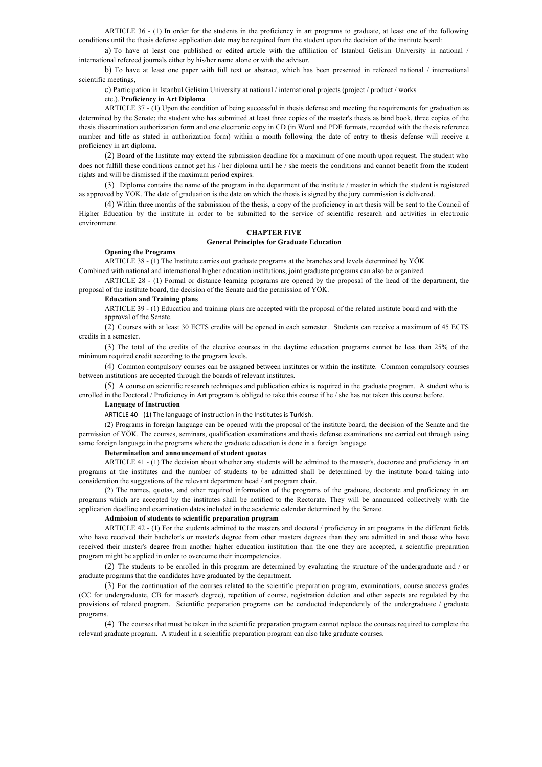ARTICLE 36 - (1) In order for the students in the proficiency in art programs to graduate, at least one of the following conditions until the thesis defense application date may be required from the student upon the decision of the institute board:

a) To have at least one published or edited article with the affiliation of Istanbul Gelisim University in national / international refereed journals either by his/her name alone or with the advisor.

b) To have at least one paper with full text or abstract, which has been presented in refereed national / international scientific meetings,

c) Participation in Istanbul Gelisim University at national / international projects (project / product / works etc.). **Proficiency in Art Diploma**

ARTICLE 37 - (1) Upon the condition of being successful in thesis defense and meeting the requirements for graduation as determined by the Senate; the student who has submitted at least three copies of the master's thesis as bind book, three copies of the thesis dissemination authorization form and one electronic copy in CD (in Word and PDF formats, recorded with the thesis reference number and title as stated in authorization form) within a month following the date of entry to thesis defense will receive a proficiency in art diploma.

(2) Board of the Institute may extend the submission deadline for a maximum of one month upon request. The student who does not fulfill these conditions cannot get his / her diploma until he / she meets the conditions and cannot benefit from the student rights and will be dismissed if the maximum period expires.

(3) Diploma contains the name of the program in the department of the institute / master in which the student is registered as approved by YOK. The date of graduation is the date on which the thesis is signed by the jury commission is delivered.

(4) Within three months of the submission of the thesis, a copy of the proficiency in art thesis will be sent to the Council of Higher Education by the institute in order to be submitted to the service of scientific research and activities in electronic environment.

## CHAPTER FIVE

### General Principles for Graduate Education

**Opening the Programs**

ARTICLE 38 - (1) The Institute carries out graduate programs at the branches and levels determined by YÖK Combined with national and international higher education institutions, joint graduate programs can also be organized.

ARTICLE 28 - (1) Formal or distance learning programs are opened by the proposal of the head of the department, the proposal of the institute board, the decision of the Senate and the permission of YÖK.

**Education and Training plans**

ARTICLE 39 - (1) Education and training plans are accepted with the proposal of the related institute board and with the approval of the Senate.

(2) Courses with at least 30 ECTS credits will be opened in each semester. Students can receive a maximum of 45 ECTS credits in a semester.

(3) The total of the credits of the elective courses in the daytime education programs cannot be less than 25% of the minimum required credit according to the program levels.

(4) Common compulsory courses can be assigned between institutes or within the institute. Common compulsory courses between institutions are accepted through the boards of relevant institutes.

(5) A course on scientific research techniques and publication ethics is required in the graduate program. A student who is enrolled in the Doctoral / Proficiency in Art program is obliged to take this course if he / she has not taken this course before.

**Language of Instruction**

ARTICLE 40 - (1) The language of instruction in the Institutes is Turkish.

(2) Programs in foreign language can be opened with the proposal of the institute board, the decision of the Senate and the permission of YÖK. The courses, seminars, qualification examinations and thesis defense examinations are carried out through using same foreign language in the programs where the graduate education is done in a foreign language.

**Determination and announcement of student quotas**

ARTICLE 41 - (1) The decision about whether any students will be admitted to the master's, doctorate and proficiency in art programs at the institutes and the number of students to be admitted shall be determined by the institute board taking into consideration the suggestions of the relevant department head / art program chair.

(2) The names, quotas, and other required information of the programs of the graduate, doctorate and proficiency in art programs which are accepted by the institutes shall be notified to the Rectorate. They will be announced collectively with the application deadline and examination dates included in the academic calendar determined by the Senate.

**Admission of students to scientific preparation program**

ARTICLE 42 - (1) For the students admitted to the masters and doctoral / proficiency in art programs in the different fields who have received their bachelor's or master's degree from other masters degrees than they are admitted in and those who have received their master's degree from another higher education institution than the one they are accepted, a scientific preparation program might be applied in order to overcome their incompetencies.

(2) The students to be enrolled in this program are determined by evaluating the structure of the undergraduate and / or graduate programs that the candidates have graduated by the department.

(3) For the continuation of the courses related to the scientific preparation program, examinations, course success grades (CC for undergraduate, CB for master's degree), repetition of course, registration deletion and other aspects are regulated by the provisions of related program. Scientific preparation programs can be conducted independently of the undergraduate / graduate programs.

(4) The courses that must be taken in the scientific preparation program cannot replace the courses required to complete the relevant graduate program. A student in a scientific preparation program can also take graduate courses.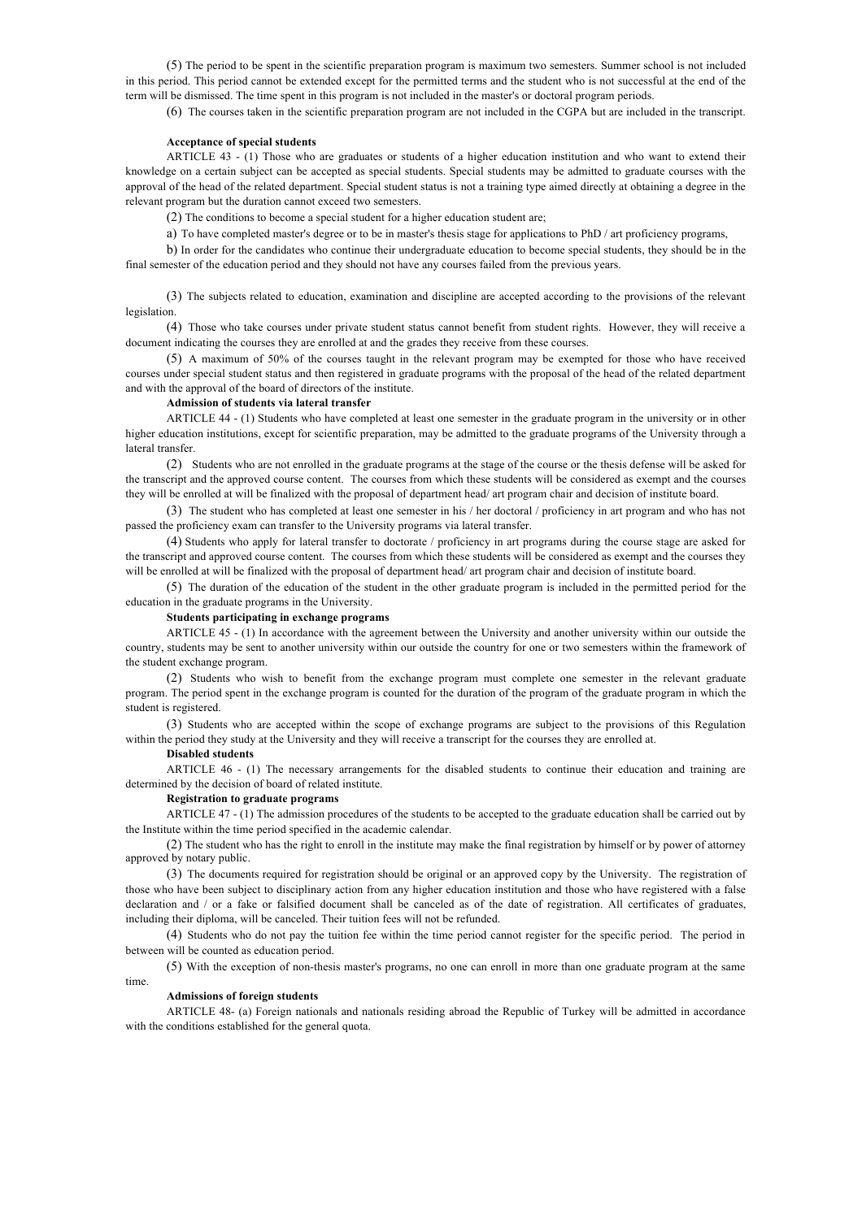(5) The period to be spent in the scientific preparation program is maximum two semesters. Summer school is not included in this period. This period cannot be extended except for the permitted terms and the student who is not successful at the end of the term will be dismissed. The time spent in this program is not included in the master's or doctoral program periods.

(6) The courses taken in the scientific preparation program are not included in the CGPA but are included in the transcript.

**Acceptance of special students**

ARTICLE 43 - (1) Those who are graduates or students of a higher education institution and who want to extend their knowledge on a certain subject can be accepted as special students. Special students may be admitted to graduate courses with the approval of the head of the related department. Special student status is not a training type aimed directly at obtaining a degree in the relevant program but the duration cannot exceed two semesters.

(2) The conditions to become a special student for a higher education student are;

a) To have completed master's degree or to be in master's thesis stage for applications to PhD / art proficiency programs,

b) In order for the candidates who continue their undergraduate education to become special students, they should be in the final semester of the education period and they should not have any courses failed from the previous years.

(3) The subjects related to education, examination and discipline are accepted according to the provisions of the relevant legislation.

(4) Those who take courses under private student status cannot benefit from student rights. However, they will receive a document indicating the courses they are enrolled at and the grades they receive from these courses.

(5) A maximum of 50% of the courses taught in the relevant program may be exempted for those who have received courses under special student status and then registered in graduate programs with the proposal of the head of the related department and with the approval of the board of directors of the institute.

**Admission of students via lateral transfer**

ARTICLE 44 - (1) Students who have completed at least one semester in the graduate program in the university or in other higher education institutions, except for scientific preparation, may be admitted to the graduate programs of the University through a lateral transfer.

(2) Students who are not enrolled in the graduate programs at the stage of the course or the thesis defense will be asked for the transcript and the approved course content. The courses from which these students will be considered as exempt and the courses they will be enrolled at will be finalized with the proposal of department head/ art program chair and decision of institute board.

(3) The student who has completed at least one semester in his / her doctoral / proficiency in art program and who has not passed the proficiency exam can transfer to the University programs via lateral transfer.

(4) Students who apply for lateral transfer to doctorate / proficiency in art programs during the course stage are asked for the transcript and approved course content. The courses from which these students will be considered as exempt and the courses they will be enrolled at will be finalized with the proposal of department head/ art program chair and decision of institute board.

(5) The duration of the education of the student in the other graduate program is included in the permitted period for the education in the graduate programs in the University.

**Students participating in exchange programs**

ARTICLE 45 - (1) In accordance with the agreement between the University and another university within our outside the country, students may be sent to another university within our outside the country for one or two semesters within the framework of the student exchange program.

(2) Students who wish to benefit from the exchange program must complete one semester in the relevant graduate program. The period spent in the exchange program is counted for the duration of the program of the graduate program in which the student is registered.

(3) Students who are accepted within the scope of exchange programs are subject to the provisions of this Regulation within the period they study at the University and they will receive a transcript for the courses they are enrolled at.

**Disabled students**

ARTICLE 46 - (1) The necessary arrangements for the disabled students to continue their education and training are determined by the decision of board of related institute.

**Registration to graduate programs**

ARTICLE 47 - (1) The admission procedures of the students to be accepted to the graduate education shall be carried out by the Institute within the time period specified in the academic calendar.

(2) The student who has the right to enroll in the institute may make the final registration by himself or by power of attorney approved by notary public.

(3) The documents required for registration should be original or an approved copy by the University. The registration of those who have been subject to disciplinary action from any higher education institution and those who have registered with a false declaration and / or a fake or falsified document shall be canceled as of the date of registration. All certificates of graduates, including their diploma, will be canceled. Their tuition fees will not be refunded.

(4) Students who do not pay the tuition fee within the time period cannot register for the specific period. The period in between will be counted as education period.

(5) With the exception of non-thesis master's programs, no one can enroll in more than one graduate program at the same time.

**Admissions of foreign students**

ARTICLE 48- (a) Foreign nationals and nationals residing abroad the Republic of Turkey will be admitted in accordance with the conditions established for the general quota.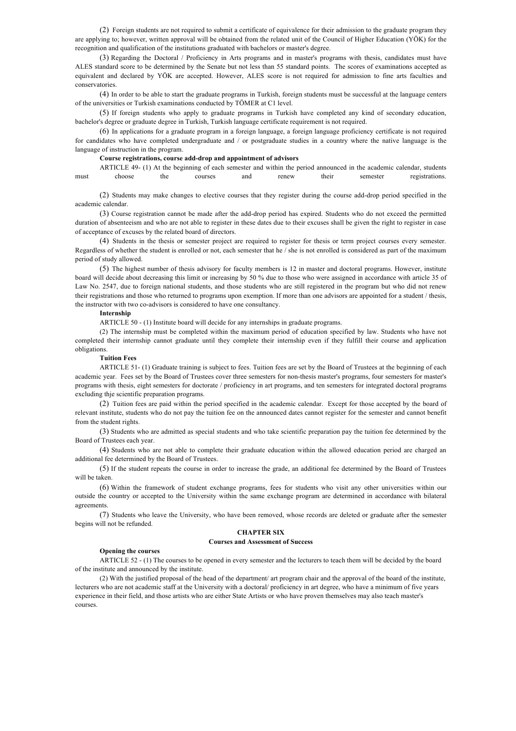(2) Foreign students are not required to submit a certificate of equivalence for their admission to the graduate program they are applying to; however, written approval will be obtained from the related unit of the Council of Higher Education (YÖK) for the recognition and qualification of the institutions graduated with bachelors or master's degree.

(3) Regarding the Doctoral / Proficiency in Arts programs and in master's programs with thesis, candidates must have ALES standard score to be determined by the Senate but not less than 55 standard points. The scores of examinations accepted as equivalent and declared by YÖK are accepted. However, ALES score is not required for admission to fine arts faculties and conservatories.

(4) In order to be able to start the graduate programs in Turkish, foreign students must be successful at the language centers of the universities or Turkish examinations conducted by TÖMER at C1 level.

(5) If foreign students who apply to graduate programs in Turkish have completed any kind of secondary education, bachelor's degree or graduate degree in Turkish, Turkish language certificate requirement is not required.

(6) In applications for a graduate program in a foreign language, a foreign language proficiency certificate is not required for candidates who have completed undergraduate and / or postgraduate studies in a country where the native language is the language of instruction in the program.

**Course registrations, course add-drop and appointment of advisors**

ARTICLE 49- (1) At the beginning of each semester and within the period announced in the academic calendar, students must choose the courses and renew their semester registrations.

(2) Students may make changes to elective courses that they register during the course add-drop period specified in the academic calendar.

(3) Course registration cannot be made after the add-drop period has expired. Students who do not exceed the permitted duration of absenteeism and who are not able to register in these dates due to their excuses shall be given the right to register in case of acceptance of excuses by the related board of directors.

(4) Students in the thesis or semester project are required to register for thesis or term project courses every semester. Regardless of whether the student is enrolled or not, each semester that he / she is not enrolled is considered as part of the maximum period of study allowed.

(5) The highest number of thesis advisory for faculty members is 12 in master and doctoral programs. However, institute board will decide about decreasing this limit or increasing by 50 % due to those who were assigned in accordance with article 35 of Law No. 2547, due to foreign national students, and those students who are still registered in the program but who did not renew their registrations and those who returned to programs upon exemption. If more than one advisors are appointed for a student / thesis, the instructor with two co-advisors is considered to have one consultancy.

**Internship**

ARTICLE 50 - (1) Institute board will decide for any internships in graduate programs.

(2) The internship must be completed within the maximum period of education specified by law. Students who have not completed their internship cannot graduate until they complete their internship even if they fulfill their course and application obligations.

**Tuition Fees**

ARTICLE 51- (1) Graduate training is subject to fees. Tuition fees are set by the Board of Trustees at the beginning of each academic year. Fees set by the Board of Trustees cover three semesters for non-thesis master's programs, four semesters for master's programs with thesis, eight semesters for doctorate / proficiency in art programs, and ten semesters for integrated doctoral programs excluding thje scientific preparation programs.

(2) Tuition fees are paid within the period specified in the academic calendar. Except for those accepted by the board of relevant institute, students who do not pay the tuition fee on the announced dates cannot register for the semester and cannot benefit from the student rights.

(3) Students who are admitted as special students and who take scientific preparation pay the tuition fee determined by the Board of Trustees each year.

(4) Students who are not able to complete their graduate education within the allowed education period are charged an additional fee determined by the Board of Trustees.

(5) If the student repeats the course in order to increase the grade, an additional fee determined by the Board of Trustees will be taken.

(6) Within the framework of student exchange programs, fees for students who visit any other universities within our outside the country or accepted to the University within the same exchange program are determined in accordance with bilateral agreements.

(7) Students who leave the University, who have been removed, whose records are deleted or graduate after the semester begins will not be refunded.

## CHAPTER SIX

## Courses and Assessment of Success

**Opening the courses**

ARTICLE 52 - (1) The courses to be opened in every semester and the lecturers to teach them will be decided by the board of the institute and announced by the institute.

(2) With the justified proposal of the head of the department/ art program chair and the approval of the board of the institute, lecturers who are not academic staff at the University with a doctoral/ proficiency in art degree, who have a minimum of five years experience in their field, and those artists who are either State Artists or who have proven themselves may also teach master's courses.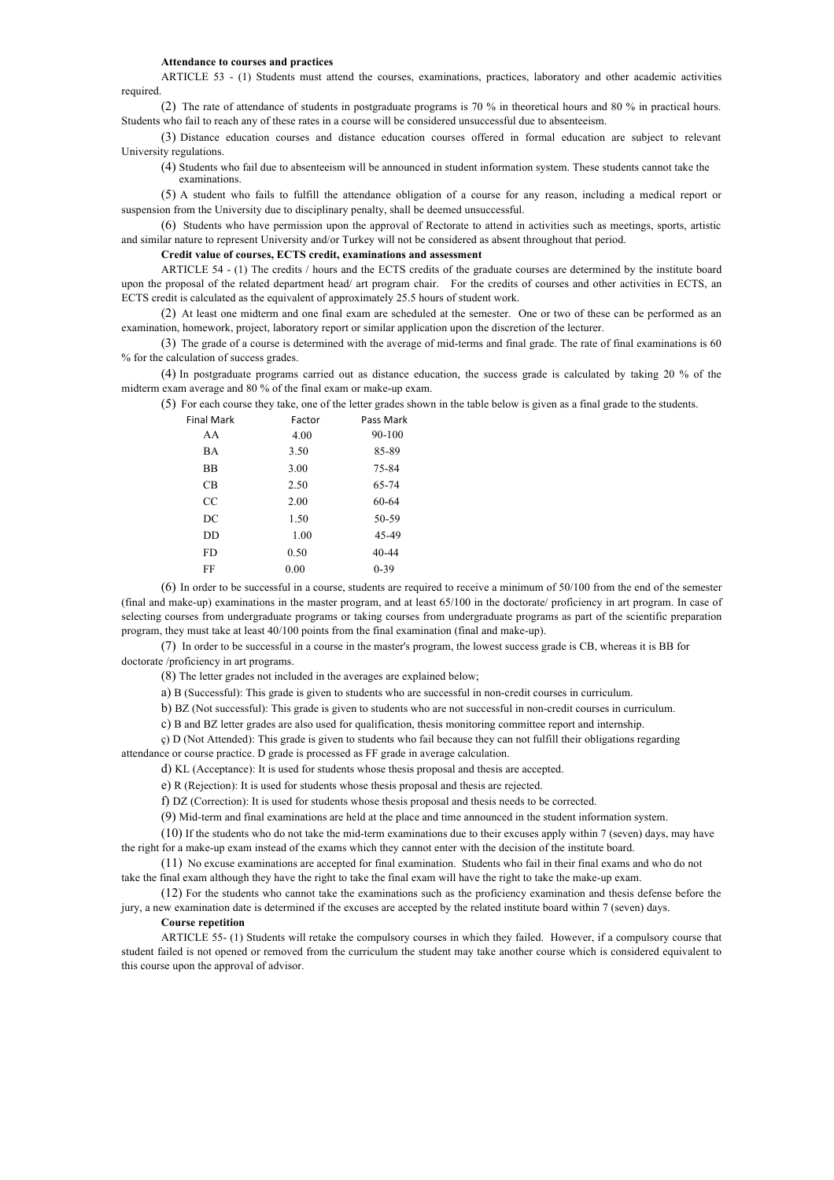**Attendance to courses and practices**

ARTICLE 53 - (1) Students must attend the courses, examinations, practices, laboratory and other academic activities required.

(2) The rate of attendance of students in postgraduate programs is 70 % in theoretical hours and 80 % in practical hours. Students who fail to reach any of these rates in a course will be considered unsuccessful due to absenteeism.

(3) Distance education courses and distance education courses offered in formal education are subject to relevant University regulations.

(4) Students who fail due to absenteeism will be announced in student information system. These students cannot take the examinations.

(5) A student who fails to fulfill the attendance obligation of a course for any reason, including a medical report or suspension from the University due to disciplinary penalty, shall be deemed unsuccessful.

(6) Students who have permission upon the approval of Rectorate to attend in activities such as meetings, sports, artistic and similar nature to represent University and/or Turkey will not be considered as absent throughout that period.

**Credit value of courses, ECTS credit, examinations and assessment**

ARTICLE 54 - (1) The credits / hours and the ECTS credits of the graduate courses are determined by the institute board upon the proposal of the related department head/ art program chair. For the credits of courses and other activities in ECTS, an ECTS credit is calculated as the equivalent of approximately 25.5 hours of student work.

(2) At least one midterm and one final exam are scheduled at the semester. One or two of these can be performed as an examination, homework, project, laboratory report or similar application upon the discretion of the lecturer.

(3) The grade of a course is determined with the average of mid-terms and final grade. The rate of final examinations is 60 % for the calculation of success grades.

(4) In postgraduate programs carried out as distance education, the success grade is calculated by taking 20 % of the midterm exam average and 80 % of the final exam or make-up exam.

(5) For each course they take, one of the letter grades shown in the table below is given as a final grade to the students.

| Final Mark | Factor | Pass Mark |
|---|---|---|
| AA | 4.00 | 90-100 |
| BA | 3.50 | 85-89 |
| BB | 3.00 | 75-84 |
| CB | 2.50 | 65-74 |
| CC | 2.00 | 60-64 |
| DC | 1.50 | 50-59 |
| DD | 1.00 | 45-49 |
| FD | 0.50 | 40-44 |
| FF | 0.00 | 0-39 |

(6) In order to be successful in a course, students are required to receive a minimum of 50/100 from the end of the semester (final and make-up) examinations in the master program, and at least 65/100 in the doctorate/ proficiency in art program. In case of selecting courses from undergraduate programs or taking courses from undergraduate programs as part of the scientific preparation program, they must take at least 40/100 points from the final examination (final and make-up).

(7) In order to be successful in a course in the master's program, the lowest success grade is CB, whereas it is BB for doctorate /proficiency in art programs.

(8) The letter grades not included in the averages are explained below;

a) B (Successful): This grade is given to students who are successful in non-credit courses in curriculum.

b) BZ (Not successful): This grade is given to students who are not successful in non-credit courses in curriculum.

c) B and BZ letter grades are also used for qualification, thesis monitoring committee report and internship.

ç) D (Not Attended): This grade is given to students who fail because they can not fulfill their obligations regarding attendance or course practice. D grade is processed as FF grade in average calculation.

d) KL (Acceptance): It is used for students whose thesis proposal and thesis are accepted.

e) R (Rejection): It is used for students whose thesis proposal and thesis are rejected.

f) DZ (Correction): It is used for students whose thesis proposal and thesis needs to be corrected.

(9) Mid-term and final examinations are held at the place and time announced in the student information system.

(10) If the students who do not take the mid-term examinations due to their excuses apply within 7 (seven) days, may have the right for a make-up exam instead of the exams which they cannot enter with the decision of the institute board.

(11) No excuse examinations are accepted for final examination. Students who fail in their final exams and who do not take the final exam although they have the right to take the final exam will have the right to take the make-up exam.

(12) For the students who cannot take the examinations such as the proficiency examination and thesis defense before the jury, a new examination date is determined if the excuses are accepted by the related institute board within 7 (seven) days.

**Course repetition**

ARTICLE 55- (1) Students will retake the compulsory courses in which they failed. However, if a compulsory course that student failed is not opened or removed from the curriculum the student may take another course which is considered equivalent to this course upon the approval of advisor.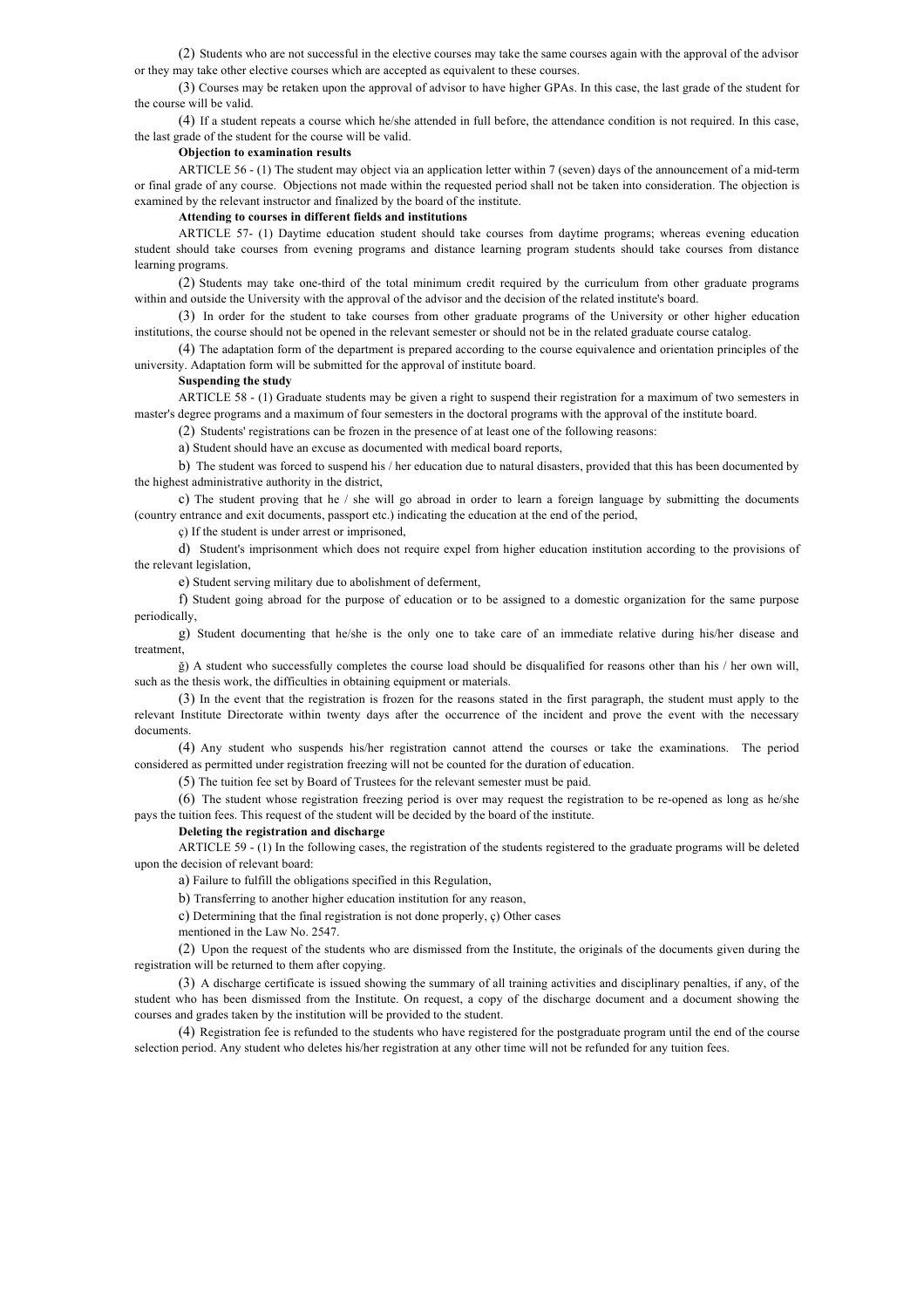(2) Students who are not successful in the elective courses may take the same courses again with the approval of the advisor or they may take other elective courses which are accepted as equivalent to these courses.

(3) Courses may be retaken upon the approval of advisor to have higher GPAs. In this case, the last grade of the student for the course will be valid.

(4) If a student repeats a course which he/she attended in full before, the attendance condition is not required. In this case, the last grade of the student for the course will be valid.

**Objection to examination results**

ARTICLE 56 - (1) The student may object via an application letter within 7 (seven) days of the announcement of a mid-term or final grade of any course. Objections not made within the requested period shall not be taken into consideration. The objection is examined by the relevant instructor and finalized by the board of the institute.

**Attending to courses in different fields and institutions**

ARTICLE 57- (1) Daytime education student should take courses from daytime programs; whereas evening education student should take courses from evening programs and distance learning program students should take courses from distance learning programs.

(2) Students may take one-third of the total minimum credit required by the curriculum from other graduate programs within and outside the University with the approval of the advisor and the decision of the related institute's board.

(3) In order for the student to take courses from other graduate programs of the University or other higher education institutions, the course should not be opened in the relevant semester or should not be in the related graduate course catalog.

(4) The adaptation form of the department is prepared according to the course equivalence and orientation principles of the university. Adaptation form will be submitted for the approval of institute board.

**Suspending the study**

ARTICLE 58 - (1) Graduate students may be given a right to suspend their registration for a maximum of two semesters in master's degree programs and a maximum of four semesters in the doctoral programs with the approval of the institute board.

(2) Students' registrations can be frozen in the presence of at least one of the following reasons:

a) Student should have an excuse as documented with medical board reports,

b) The student was forced to suspend his / her education due to natural disasters, provided that this has been documented by the highest administrative authority in the district,

c) The student proving that he / she will go abroad in order to learn a foreign language by submitting the documents (country entrance and exit documents, passport etc.) indicating the education at the end of the period,

ç) If the student is under arrest or imprisoned,

d) Student's imprisonment which does not require expel from higher education institution according to the provisions of the relevant legislation,

e) Student serving military due to abolishment of deferment,

f) Student going abroad for the purpose of education or to be assigned to a domestic organization for the same purpose periodically,

g) Student documenting that he/she is the only one to take care of an immediate relative during his/her disease and treatment,

ğ) A student who successfully completes the course load should be disqualified for reasons other than his / her own will, such as the thesis work, the difficulties in obtaining equipment or materials.

(3) In the event that the registration is frozen for the reasons stated in the first paragraph, the student must apply to the relevant Institute Directorate within twenty days after the occurrence of the incident and prove the event with the necessary documents.

(4) Any student who suspends his/her registration cannot attend the courses or take the examinations. The period considered as permitted under registration freezing will not be counted for the duration of education.

(5) The tuition fee set by Board of Trustees for the relevant semester must be paid.

(6) The student whose registration freezing period is over may request the registration to be re-opened as long as he/she pays the tuition fees. This request of the student will be decided by the board of the institute.

**Deleting the registration and discharge**

ARTICLE 59 - (1) In the following cases, the registration of the students registered to the graduate programs will be deleted upon the decision of relevant board:

a) Failure to fulfill the obligations specified in this Regulation,

b) Transferring to another higher education institution for any reason,

c) Determining that the final registration is not done properly, ç) Other cases mentioned in the Law No. 2547.

(2) Upon the request of the students who are dismissed from the Institute, the originals of the documents given during the registration will be returned to them after copying.

(3) A discharge certificate is issued showing the summary of all training activities and disciplinary penalties, if any, of the student who has been dismissed from the Institute. On request, a copy of the discharge document and a document showing the courses and grades taken by the institution will be provided to the student.

(4) Registration fee is refunded to the students who have registered for the postgraduate program until the end of the course selection period. Any student who deletes his/her registration at any other time will not be refunded for any tuition fees.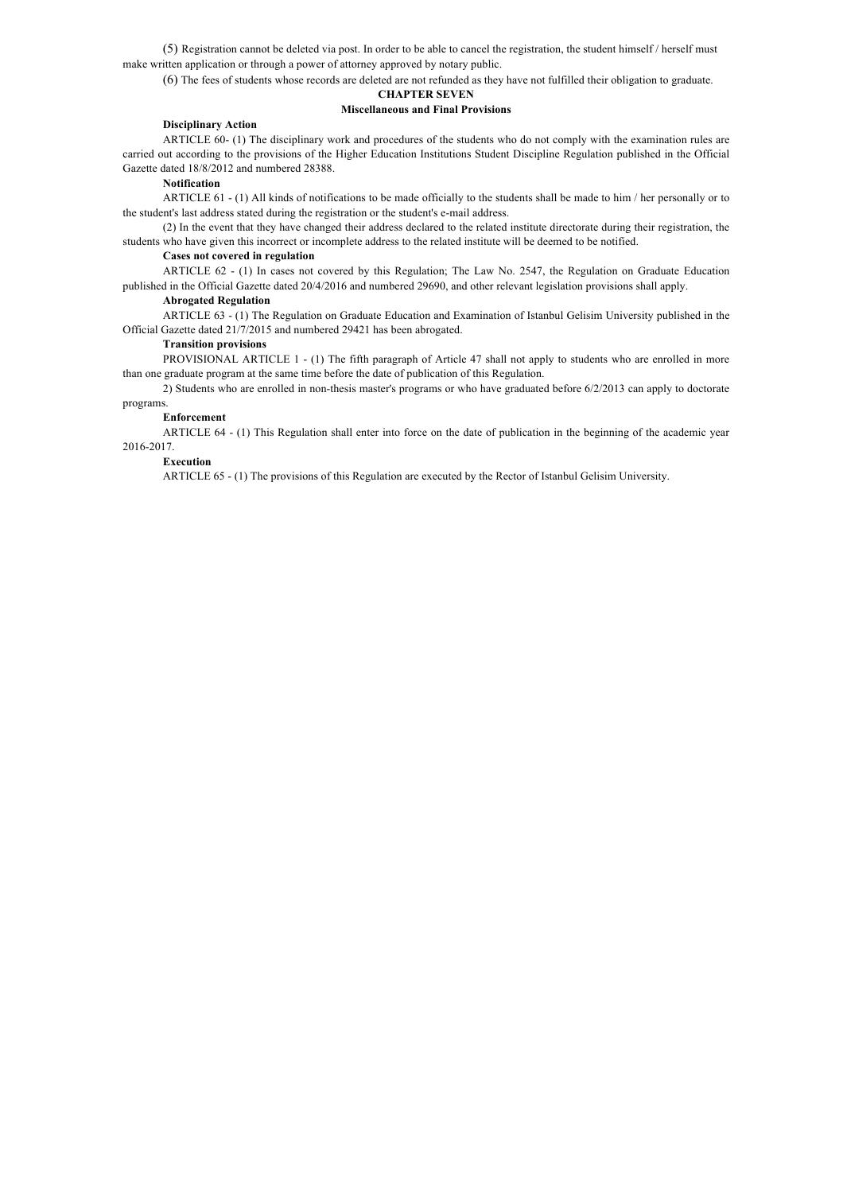(5) Registration cannot be deleted via post. In order to be able to cancel the registration, the student himself / herself must make written application or through a power of attorney approved by notary public.

(6) The fees of students whose records are deleted are not refunded as they have not fulfilled their obligation to graduate.

## CHAPTER SEVEN

## Miscellaneous and Final Provisions

**Disciplinary Action**

ARTICLE 60- (1) The disciplinary work and procedures of the students who do not comply with the examination rules are carried out according to the provisions of the Higher Education Institutions Student Discipline Regulation published in the Official Gazette dated 18/8/2012 and numbered 28388.

**Notification**

ARTICLE 61 - (1) All kinds of notifications to be made officially to the students shall be made to him / her personally or to the student's last address stated during the registration or the student's e-mail address.

(2) In the event that they have changed their address declared to the related institute directorate during their registration, the students who have given this incorrect or incomplete address to the related institute will be deemed to be notified.

**Cases not covered in regulation**

ARTICLE 62 - (1) In cases not covered by this Regulation; The Law No. 2547, the Regulation on Graduate Education published in the Official Gazette dated 20/4/2016 and numbered 29690, and other relevant legislation provisions shall apply.

**Abrogated Regulation**

ARTICLE 63 - (1) The Regulation on Graduate Education and Examination of Istanbul Gelisim University published in the Official Gazette dated 21/7/2015 and numbered 29421 has been abrogated.

**Transition provisions**

PROVISIONAL ARTICLE 1 - (1) The fifth paragraph of Article 47 shall not apply to students who are enrolled in more than one graduate program at the same time before the date of publication of this Regulation.

2) Students who are enrolled in non-thesis master's programs or who have graduated before 6/2/2013 can apply to doctorate programs.

**Enforcement**

ARTICLE 64 - (1) This Regulation shall enter into force on the date of publication in the beginning of the academic year 2016-2017.

**Execution**

ARTICLE 65 - (1) The provisions of this Regulation are executed by the Rector of Istanbul Gelisim University.